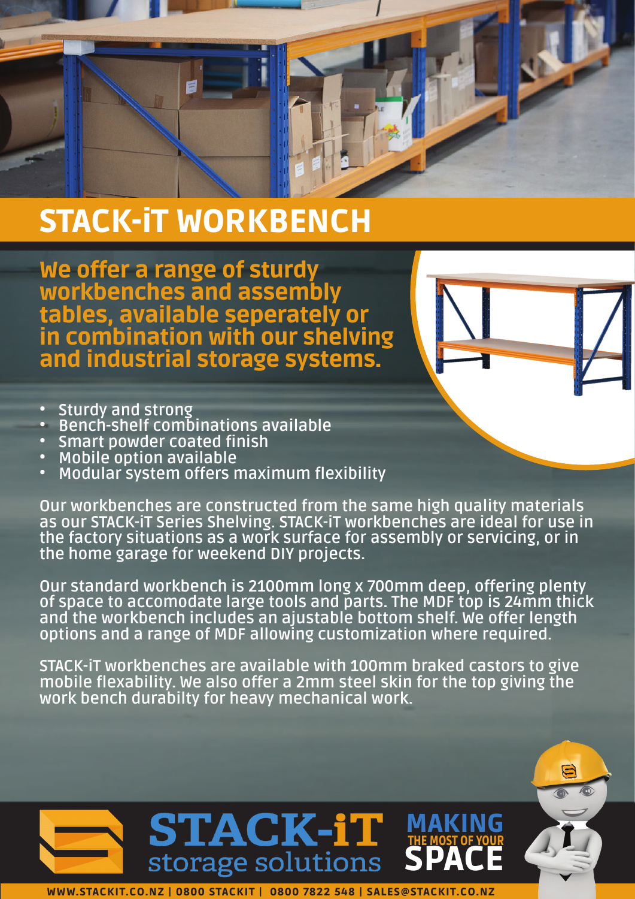# STACK-iT WORKBENCH

## We offer a range of sturdy workbenches and assembly tables, available seperately or in combination with our shelving and industrial storage systems.

- Sturdy and strong
- Bench-shelf combinations available
- Smart powder coated finish
- Mobile option available
- Modular system offers maximum flexibility

Our workbenches are constructed from the same high quality materials as our STACK-iT Series Shelving. STACK-iT workbenches are ideal for use in the factory situations as a work surface for assembly or servicing, or in the home garage for weekend DIY projects.

Our standard workbench is 2100mm long x 700mm deep, offering plenty of space to accomodate large tools and parts. The MDF top is 24mm thick and the workbench includes an ajustable bottom shelf. We offer length options and a range of MDF allowing customization where required.

STACK-iT workbenches are available with 100mm braked castors to give mobile flexability. We also offer a 2mm steel skin for the top giving the work bench durabilty for heavy mechanical work.

**STACK-iT** storage solutions

**MAKING THE MOST OF YOUR SPACE**

WWW.STACKIT.CO.NZ | 0800 STACKIT | 0800 7822 548 | SALES@STACKIT.CO.NZ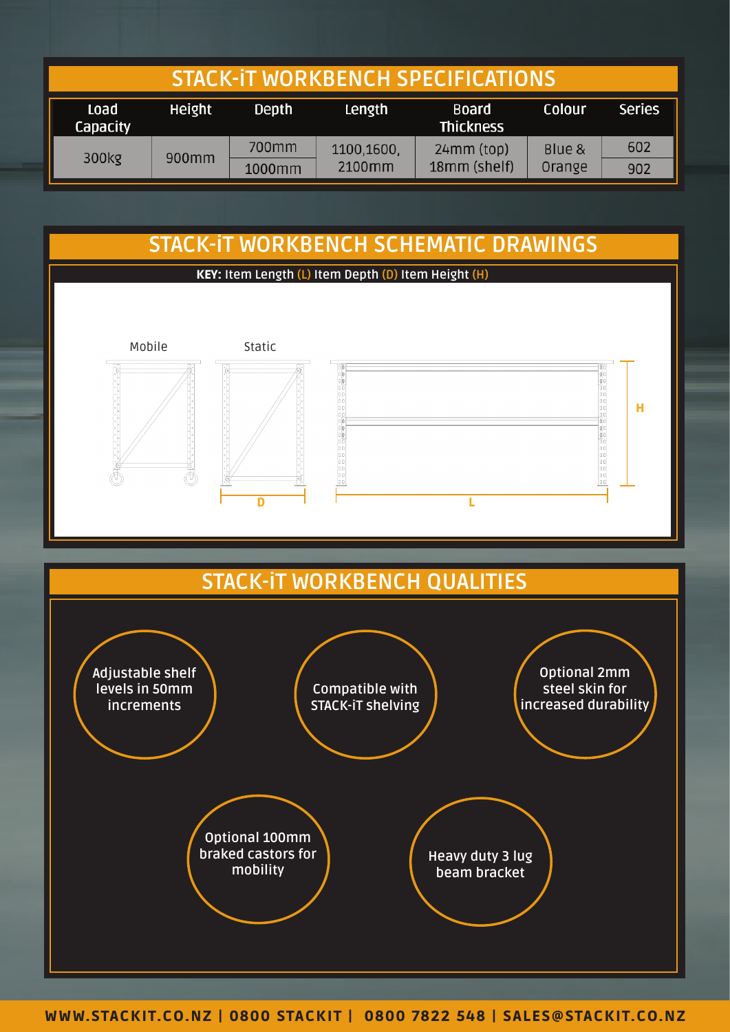## STACK-iT WORKBENCH SPECIFICATIONS

| Load Capacity | Height | Depth | Length | Board Thickness | Colour | Series |
|---|---|---|---|---|---|---|
| 300kg | 900mm | 700mm | 1100,1600, 2100mm | 24mm (top) 18mm (shelf) | Blue & Orange | 602 |
| | | 1000mm | | | | 902 |

## STACK-iT WORKBENCH SCHEMATIC DRAWINGS

**KEY:** Item Length (L) Item Depth (D) Item Height (H)

Mobile

Static

D

L

H

## STACK-iT WORKBENCH QUALITIES

- Adjustable shelf levels in 50mm increments
- Compatible with STACK-iT shelving
- Optional 2mm steel skin for increased durability
- Optional 100mm braked castors for mobility
- Heavy duty 3 lug beam bracket

**WWW.STACKIT.CO.NZ | 0800 STACKIT | 0800 7822 548 | SALES@STACKIT.CO.NZ**